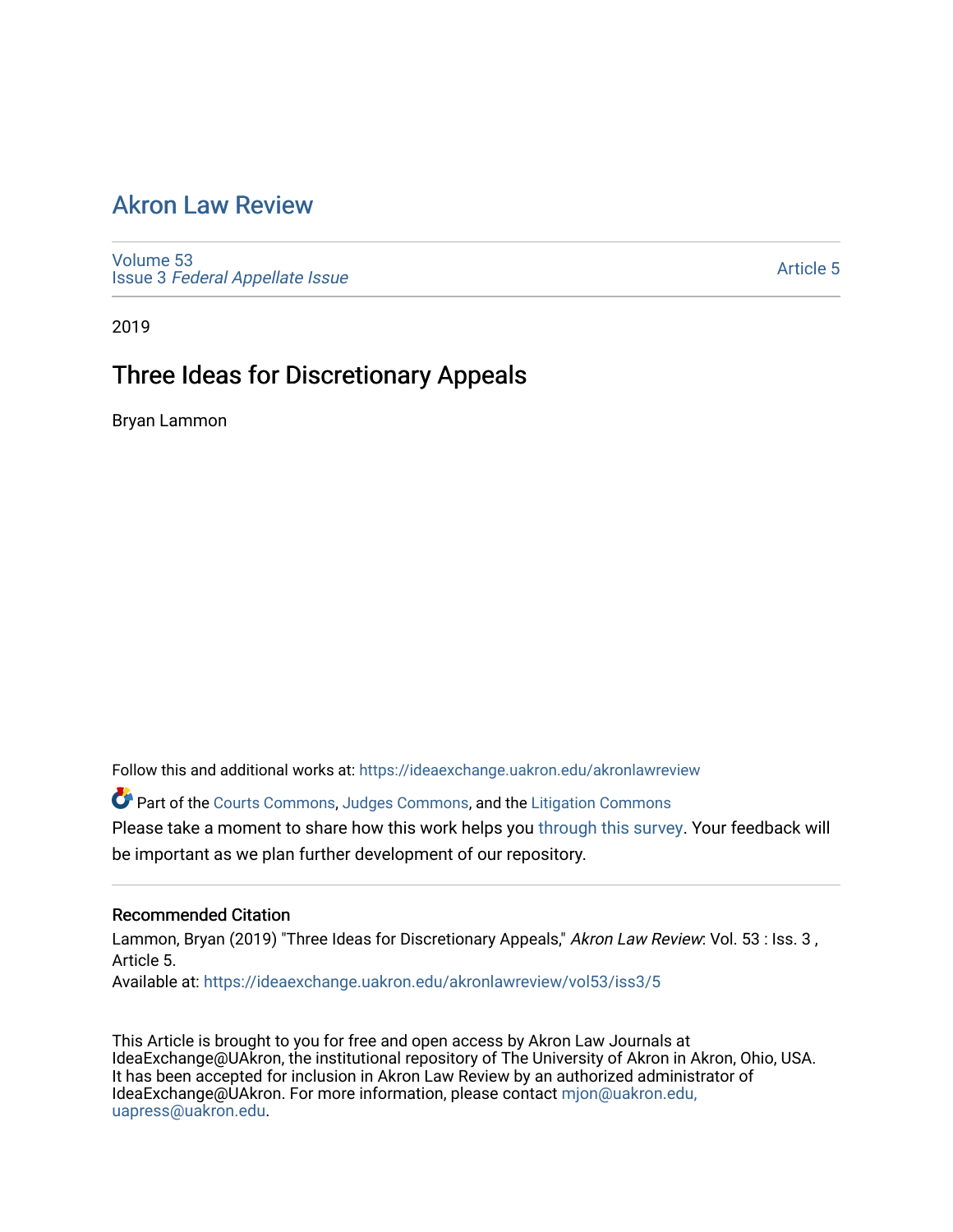# Akron Law Review

Volume 53
Issue 3 *Federal Appellate Issue*

Article 5

2019

## Three Ideas for Discretionary Appeals

Bryan Lammon

Follow this and additional works at: https://ideaexchange.uakron.edu/akronlawreview

Part of the Courts Commons, Judges Commons, and the Litigation Commons

Please take a moment to share how this work helps you through this survey. Your feedback will be important as we plan further development of our repository.

### Recommended Citation

Lammon, Bryan (2019) "Three Ideas for Discretionary Appeals," *Akron Law Review*: Vol. 53 : Iss. 3 , Article 5.
Available at: https://ideaexchange.uakron.edu/akronlawreview/vol53/iss3/5

This Article is brought to you for free and open access by Akron Law Journals at IdeaExchange@UAkron, the institutional repository of The University of Akron in Akron, Ohio, USA. It has been accepted for inclusion in Akron Law Review by an authorized administrator of IdeaExchange@UAkron. For more information, please contact mjon@uakron.edu, uapress@uakron.edu.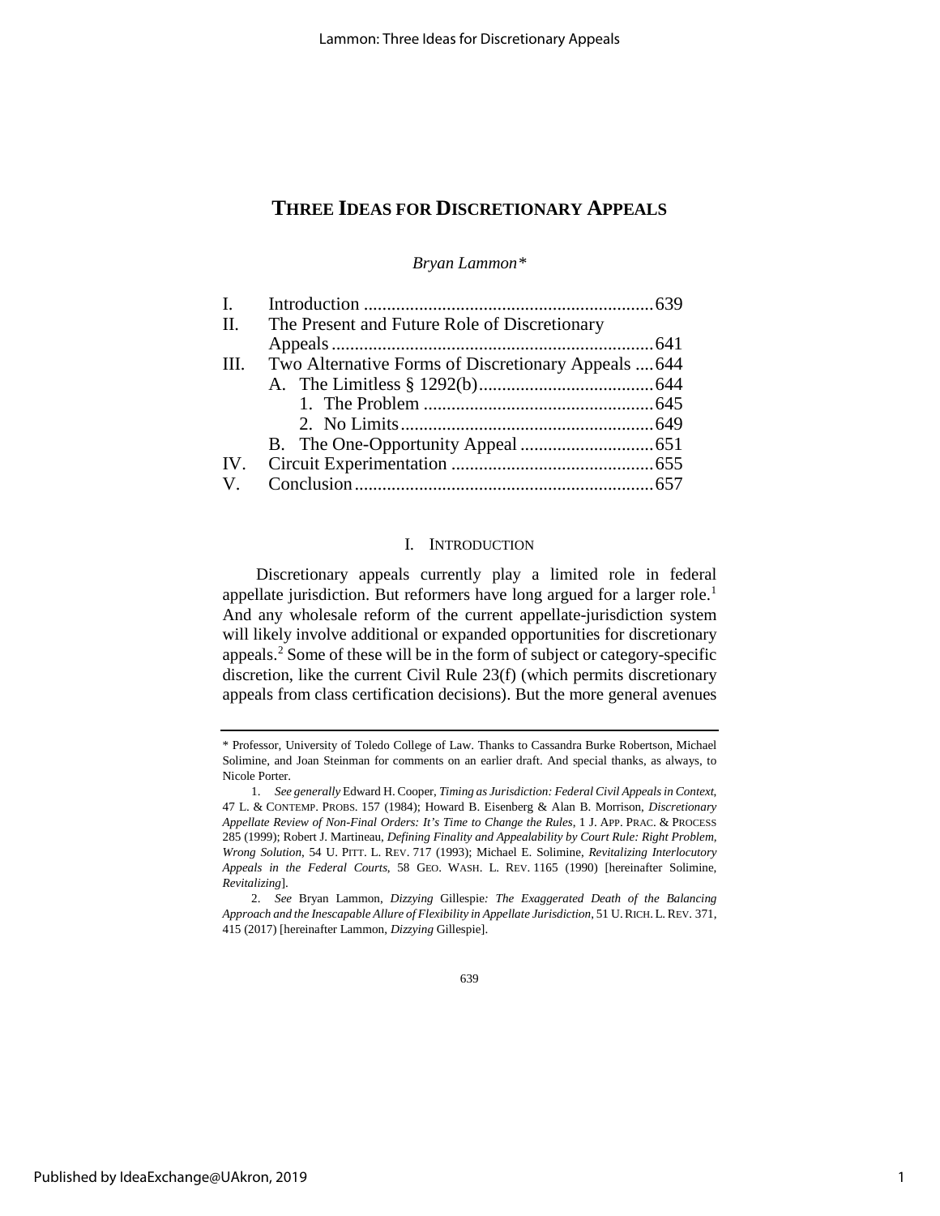# THREE IDEAS FOR DISCRETIONARY APPEALS

*Bryan Lammon\**

| | | |
|---|---|---|
| I. | Introduction | 639 |
| II. | The Present and Future Role of Discretionary Appeals | 641 |
| III. | Two Alternative Forms of Discretionary Appeals | 644 |
| | A. The Limitless § 1292(b) | 644 |
| | 1. The Problem | 645 |
| | 2. No Limits | 649 |
| | B. The One-Opportunity Appeal | 651 |
| IV. | Circuit Experimentation | 655 |
| V. | Conclusion | 657 |

## I. INTRODUCTION

Discretionary appeals currently play a limited role in federal appellate jurisdiction. But reformers have long argued for a larger role.[1] And any wholesale reform of the current appellate-jurisdiction system will likely involve additional or expanded opportunities for discretionary appeals.[2] Some of these will be in the form of subject or category-specific discretion, like the current Civil Rule 23(f) (which permits discretionary appeals from class certification decisions). But the more general avenues

---

\* Professor, University of Toledo College of Law. Thanks to Cassandra Burke Robertson, Michael Solimine, and Joan Steinman for comments on an earlier draft. And special thanks, as always, to Nicole Porter.

1. *See generally* Edward H. Cooper, *Timing as Jurisdiction: Federal Civil Appeals in Context*, 47 L. & CONTEMP. PROBS. 157 (1984); Howard B. Eisenberg & Alan B. Morrison, *Discretionary Appellate Review of Non-Final Orders: It's Time to Change the Rules*, 1 J. APP. PRAC. & PROCESS 285 (1999); Robert J. Martineau, *Defining Finality and Appealability by Court Rule: Right Problem, Wrong Solution*, 54 U. PITT. L. REV. 717 (1993); Michael E. Solimine, *Revitalizing Interlocutory Appeals in the Federal Courts*, 58 GEO. WASH. L. REV. 1165 (1990) [hereinafter Solimine, *Revitalizing*].

2. *See* Bryan Lammon, *Dizzying* Gillespie*: The Exaggerated Death of the Balancing Approach and the Inescapable Allure of Flexibility in Appellate Jurisdiction*, 51 U. RICH. L. REV. 371, 415 (2017) [hereinafter Lammon, *Dizzying* Gillespie].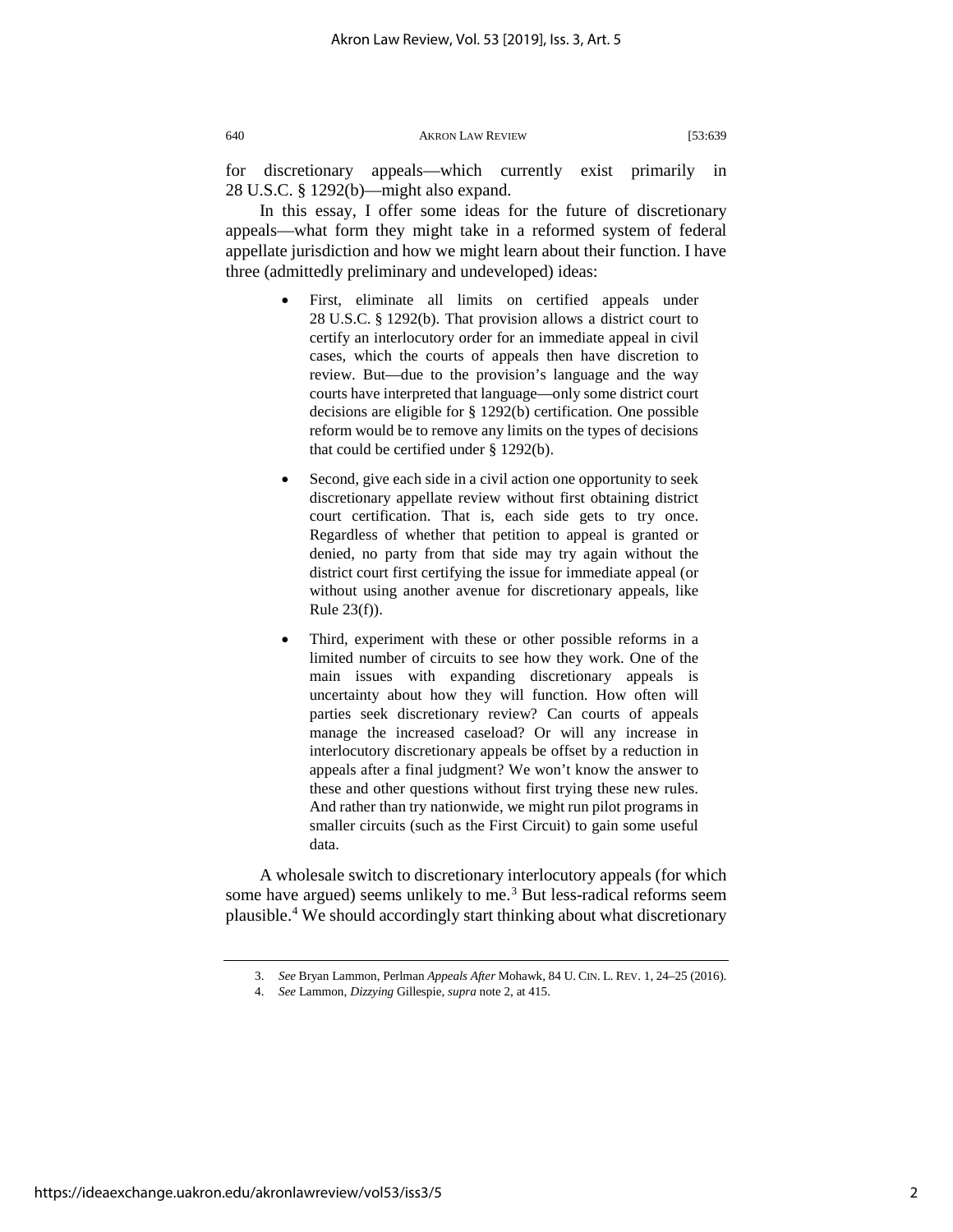for discretionary appeals—which currently exist primarily in 28 U.S.C. § 1292(b)—might also expand.

In this essay, I offer some ideas for the future of discretionary appeals—what form they might take in a reformed system of federal appellate jurisdiction and how we might learn about their function. I have three (admittedly preliminary and undeveloped) ideas:

- First, eliminate all limits on certified appeals under 28 U.S.C. § 1292(b). That provision allows a district court to certify an interlocutory order for an immediate appeal in civil cases, which the courts of appeals then have discretion to review. But—due to the provision's language and the way courts have interpreted that language—only some district court decisions are eligible for § 1292(b) certification. One possible reform would be to remove any limits on the types of decisions that could be certified under § 1292(b).

- Second, give each side in a civil action one opportunity to seek discretionary appellate review without first obtaining district court certification. That is, each side gets to try once. Regardless of whether that petition to appeal is granted or denied, no party from that side may try again without the district court first certifying the issue for immediate appeal (or without using another avenue for discretionary appeals, like Rule 23(f)).

- Third, experiment with these or other possible reforms in a limited number of circuits to see how they work. One of the main issues with expanding discretionary appeals is uncertainty about how they will function. How often will parties seek discretionary review? Can courts of appeals manage the increased caseload? Or will any increase in interlocutory discretionary appeals be offset by a reduction in appeals after a final judgment? We won't know the answer to these and other questions without first trying these new rules. And rather than try nationwide, we might run pilot programs in smaller circuits (such as the First Circuit) to gain some useful data.

A wholesale switch to discretionary interlocutory appeals (for which some have argued) seems unlikely to me.[3] But less-radical reforms seem plausible.[4] We should accordingly start thinking about what discretionary

---

3. *See* Bryan Lammon, Perlman *Appeals After* Mohawk, 84 U. CIN. L. REV. 1, 24–25 (2016).

4. *See* Lammon, *Dizzying* Gillespie, *supra* note 2, at 415.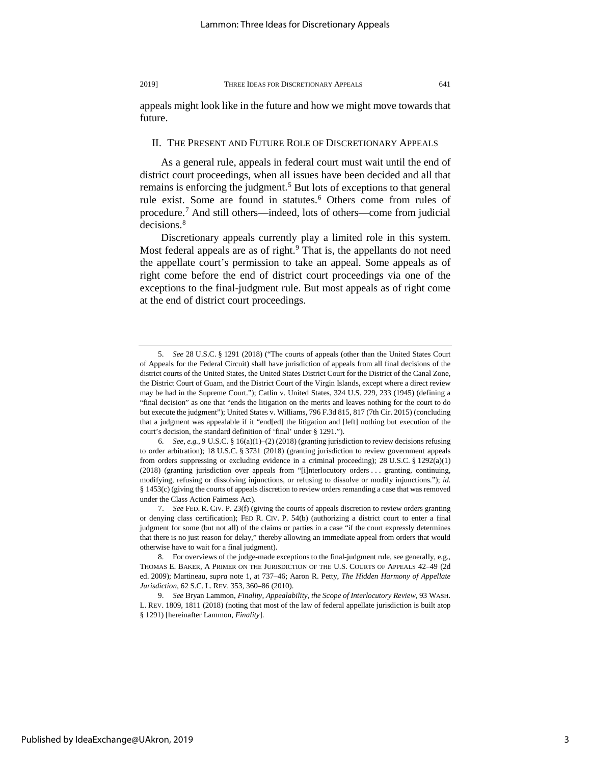appeals might look like in the future and how we might move towards that future.

## II. THE PRESENT AND FUTURE ROLE OF DISCRETIONARY APPEALS

As a general rule, appeals in federal court must wait until the end of district court proceedings, when all issues have been decided and all that remains is enforcing the judgment.[5] But lots of exceptions to that general rule exist. Some are found in statutes.[6] Others come from rules of procedure.[7] And still others—indeed, lots of others—come from judicial decisions.[8]

Discretionary appeals currently play a limited role in this system. Most federal appeals are as of right.[9] That is, the appellants do not need the appellate court's permission to take an appeal. Some appeals as of right come before the end of district court proceedings via one of the exceptions to the final-judgment rule. But most appeals as of right come at the end of district court proceedings.

---

5. *See* 28 U.S.C. § 1291 (2018) ("The courts of appeals (other than the United States Court of Appeals for the Federal Circuit) shall have jurisdiction of appeals from all final decisions of the district courts of the United States, the United States District Court for the District of the Canal Zone, the District Court of Guam, and the District Court of the Virgin Islands, except where a direct review may be had in the Supreme Court."); Catlin v. United States, 324 U.S. 229, 233 (1945) (defining a "final decision" as one that "ends the litigation on the merits and leaves nothing for the court to do but execute the judgment"); United States v. Williams, 796 F.3d 815, 817 (7th Cir. 2015) (concluding that a judgment was appealable if it "end[ed] the litigation and [left] nothing but execution of the court's decision, the standard definition of 'final' under § 1291.").

6. *See, e.g.*, 9 U.S.C. § 16(a)(1)–(2) (2018) (granting jurisdiction to review decisions refusing to order arbitration); 18 U.S.C. § 3731 (2018) (granting jurisdiction to review government appeals from orders suppressing or excluding evidence in a criminal proceeding); 28 U.S.C. § 1292(a)(1) (2018) (granting jurisdiction over appeals from "[i]nterlocutory orders . . . granting, continuing, modifying, refusing or dissolving injunctions, or refusing to dissolve or modify injunctions."); *id.* § 1453(c) (giving the courts of appeals discretion to review orders remanding a case that was removed under the Class Action Fairness Act).

7. *See* FED. R. CIV. P. 23(f) (giving the courts of appeals discretion to review orders granting or denying class certification); FED R. CIV. P. 54(b) (authorizing a district court to enter a final judgment for some (but not all) of the claims or parties in a case "if the court expressly determines that there is no just reason for delay," thereby allowing an immediate appeal from orders that would otherwise have to wait for a final judgment).

8. For overviews of the judge-made exceptions to the final-judgment rule, see generally, e.g., THOMAS E. BAKER, A PRIMER ON THE JURISDICTION OF THE U.S. COURTS OF APPEALS 42–49 (2d ed. 2009); Martineau, *supra* note 1, at 737–46; Aaron R. Petty, *The Hidden Harmony of Appellate Jurisdiction*, 62 S.C. L. REV. 353, 360–86 (2010).

9. *See* Bryan Lammon, *Finality, Appealability, the Scope of Interlocutory Review*, 93 WASH. L. REV. 1809, 1811 (2018) (noting that most of the law of federal appellate jurisdiction is built atop § 1291) [hereinafter Lammon, *Finality*].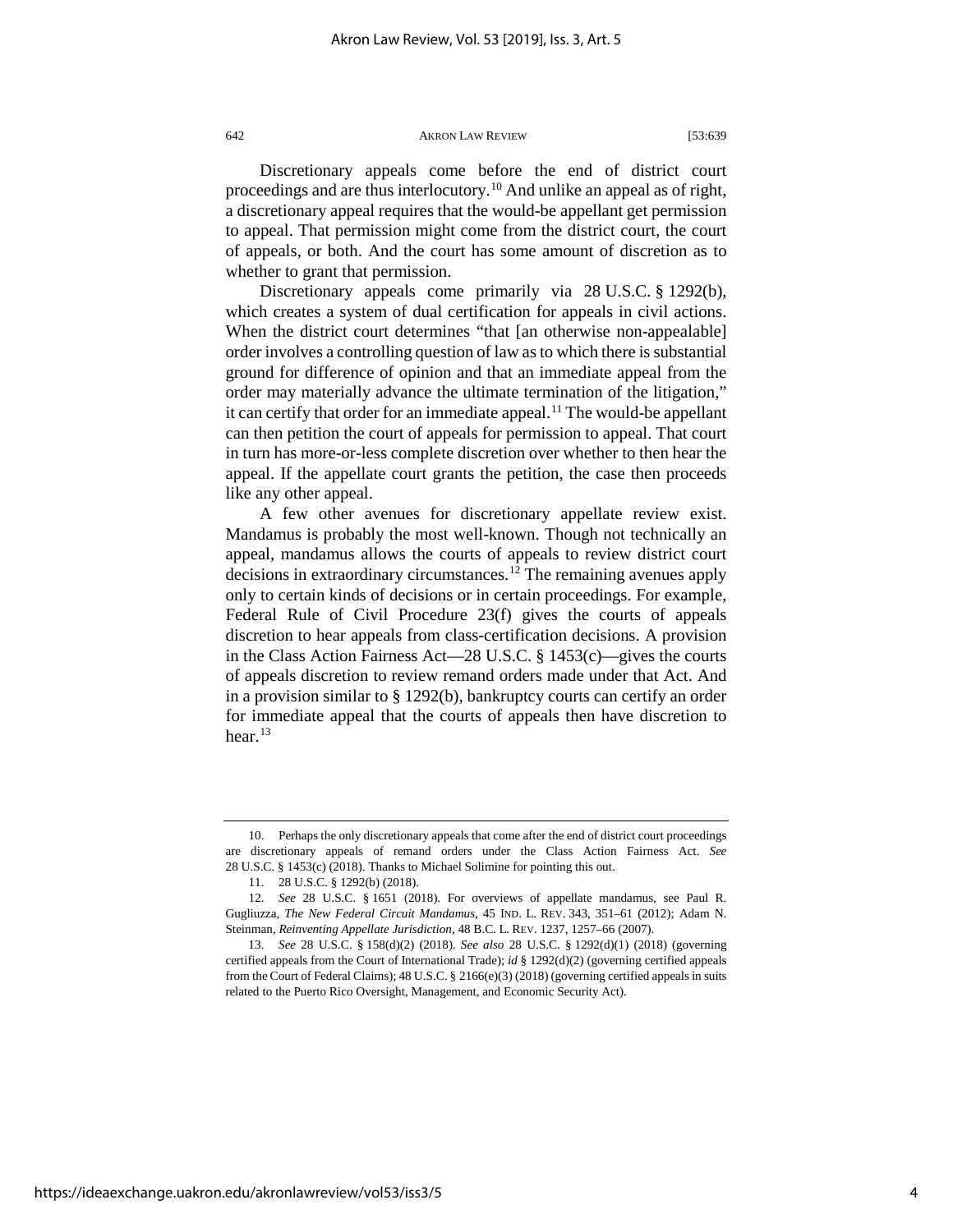Discretionary appeals come before the end of district court proceedings and are thus interlocutory.[10] And unlike an appeal as of right, a discretionary appeal requires that the would-be appellant get permission to appeal. That permission might come from the district court, the court of appeals, or both. And the court has some amount of discretion as to whether to grant that permission.

Discretionary appeals come primarily via 28 U.S.C. § 1292(b), which creates a system of dual certification for appeals in civil actions. When the district court determines "that [an otherwise non-appealable] order involves a controlling question of law as to which there is substantial ground for difference of opinion and that an immediate appeal from the order may materially advance the ultimate termination of the litigation," it can certify that order for an immediate appeal.[11] The would-be appellant can then petition the court of appeals for permission to appeal. That court in turn has more-or-less complete discretion over whether to then hear the appeal. If the appellate court grants the petition, the case then proceeds like any other appeal.

A few other avenues for discretionary appellate review exist. Mandamus is probably the most well-known. Though not technically an appeal, mandamus allows the courts of appeals to review district court decisions in extraordinary circumstances.[12] The remaining avenues apply only to certain kinds of decisions or in certain proceedings. For example, Federal Rule of Civil Procedure 23(f) gives the courts of appeals discretion to hear appeals from class-certification decisions. A provision in the Class Action Fairness Act—28 U.S.C. § 1453(c)—gives the courts of appeals discretion to review remand orders made under that Act. And in a provision similar to § 1292(b), bankruptcy courts can certify an order for immediate appeal that the courts of appeals then have discretion to hear.[13]

---

10. Perhaps the only discretionary appeals that come after the end of district court proceedings are discretionary appeals of remand orders under the Class Action Fairness Act. *See* 28 U.S.C. § 1453(c) (2018). Thanks to Michael Solimine for pointing this out.

11. 28 U.S.C. § 1292(b) (2018).

12. *See* 28 U.S.C. § 1651 (2018). For overviews of appellate mandamus, see Paul R. Gugliuzza, *The New Federal Circuit Mandamus*, 45 IND. L. REV. 343, 351–61 (2012); Adam N. Steinman, *Reinventing Appellate Jurisdiction*, 48 B.C. L. REV. 1237, 1257–66 (2007).

13. *See* 28 U.S.C. § 158(d)(2) (2018). *See also* 28 U.S.C. § 1292(d)(1) (2018) (governing certified appeals from the Court of International Trade); *id* § 1292(d)(2) (governing certified appeals from the Court of Federal Claims); 48 U.S.C. § 2166(e)(3) (2018) (governing certified appeals in suits related to the Puerto Rico Oversight, Management, and Economic Security Act).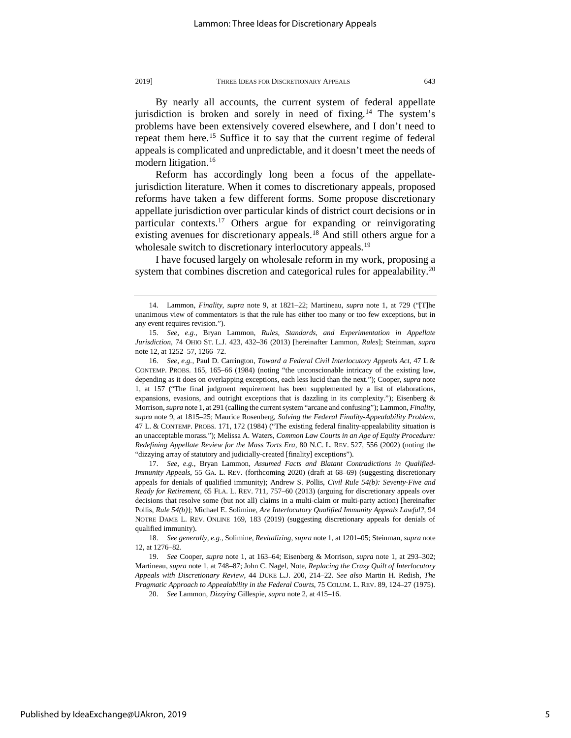By nearly all accounts, the current system of federal appellate jurisdiction is broken and sorely in need of fixing.[14] The system's problems have been extensively covered elsewhere, and I don't need to repeat them here.[15] Suffice it to say that the current regime of federal appeals is complicated and unpredictable, and it doesn't meet the needs of modern litigation.[16]

Reform has accordingly long been a focus of the appellate-jurisdiction literature. When it comes to discretionary appeals, proposed reforms have taken a few different forms. Some propose discretionary appellate jurisdiction over particular kinds of district court decisions or in particular contexts.[17] Others argue for expanding or reinvigorating existing avenues for discretionary appeals.[18] And still others argue for a wholesale switch to discretionary interlocutory appeals.[19]

I have focused largely on wholesale reform in my work, proposing a system that combines discretion and categorical rules for appealability.[20]

---

14. Lammon, *Finality*, *supra* note 9, at 1821–22; Martineau, *supra* note 1, at 729 ("[T]he unanimous view of commentators is that the rule has either too many or too few exceptions, but in any event requires revision.").

15. *See, e.g.*, Bryan Lammon, *Rules, Standards, and Experimentation in Appellate Jurisdiction*, 74 OHIO ST. L.J. 423, 432–36 (2013) [hereinafter Lammon, *Rules*]; Steinman, *supra* note 12, at 1252–57, 1266–72.

16. *See, e.g.*, Paul D. Carrington, *Toward a Federal Civil Interlocutory Appeals Act*, 47 L & CONTEMP. PROBS. 165, 165–66 (1984) (noting "the unconscionable intricacy of the existing law, depending as it does on overlapping exceptions, each less lucid than the next."); Cooper, *supra* note 1, at 157 ("The final judgment requirement has been supplemented by a list of elaborations, expansions, evasions, and outright exceptions that is dazzling in its complexity."); Eisenberg & Morrison, *supra* note 1, at 291 (calling the current system "arcane and confusing"); Lammon, *Finality*, *supra* note 9, at 1815–25; Maurice Rosenberg, *Solving the Federal Finality-Appealability Problem*, 47 L. & CONTEMP. PROBS. 171, 172 (1984) ("The existing federal finality-appealability situation is an unacceptable morass."); Melissa A. Waters, *Common Law Courts in an Age of Equity Procedure: Redefining Appellate Review for the Mass Torts Era*, 80 N.C. L. REV. 527, 556 (2002) (noting the "dizzying array of statutory and judicially-created [finality] exceptions").

17. *See, e.g.*, Bryan Lammon, *Assumed Facts and Blatant Contradictions in Qualified-Immunity Appeals*, 55 GA. L. REV. (forthcoming 2020) (draft at 68–69) (suggesting discretionary appeals for denials of qualified immunity); Andrew S. Pollis, *Civil Rule 54(b): Seventy-Five and Ready for Retirement*, 65 FLA. L. REV. 711, 757–60 (2013) (arguing for discretionary appeals over decisions that resolve some (but not all) claims in a multi-claim or multi-party action) [hereinafter Pollis, *Rule 54(b)*]; Michael E. Solimine, *Are Interlocutory Qualified Immunity Appeals Lawful?*, 94 NOTRE DAME L. REV. ONLINE 169, 183 (2019) (suggesting discretionary appeals for denials of qualified immunity).

18. *See generally, e.g.*, Solimine, *Revitalizing*, *supra* note 1, at 1201–05; Steinman, *supra* note 12, at 1276–82.

19. *See* Cooper, *supra* note 1, at 163–64; Eisenberg & Morrison, *supra* note 1, at 293–302; Martineau, *supra* note 1, at 748–87; John C. Nagel, Note, *Replacing the Crazy Quilt of Interlocutory Appeals with Discretionary Review*, 44 DUKE L.J. 200, 214–22. *See also* Martin H. Redish, *The Pragmatic Approach to Appealability in the Federal Courts*, 75 COLUM. L. REV. 89, 124–27 (1975).

20. *See* Lammon, *Dizzying* Gillespie, *supra* note 2, at 415–16.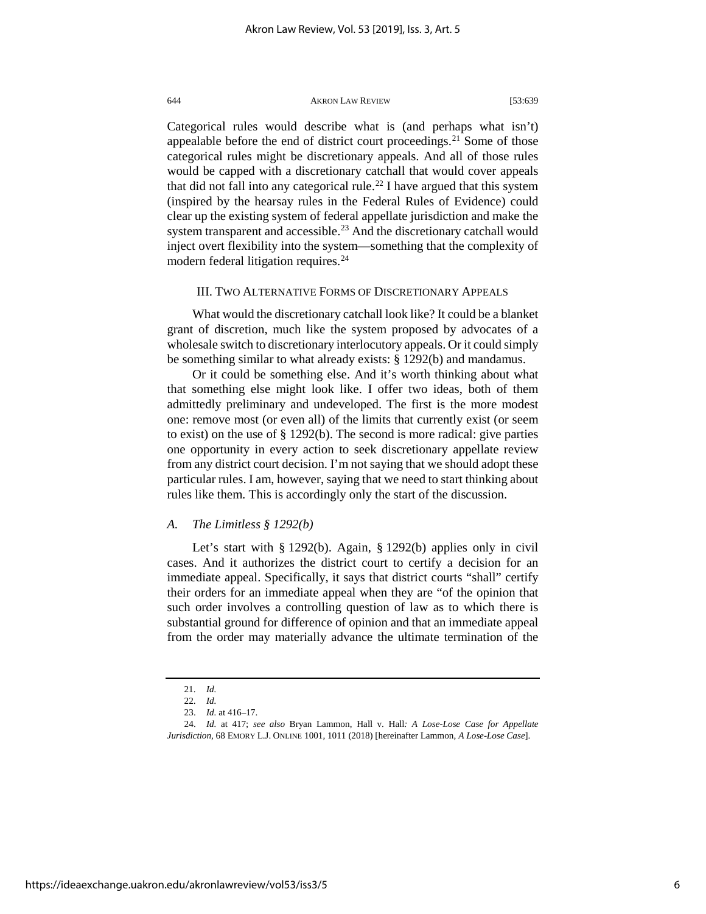Categorical rules would describe what is (and perhaps what isn't) appealable before the end of district court proceedings.[21] Some of those categorical rules might be discretionary appeals. And all of those rules would be capped with a discretionary catchall that would cover appeals that did not fall into any categorical rule.[22] I have argued that this system (inspired by the hearsay rules in the Federal Rules of Evidence) could clear up the existing system of federal appellate jurisdiction and make the system transparent and accessible.[23] And the discretionary catchall would inject overt flexibility into the system—something that the complexity of modern federal litigation requires.[24]

## III. Two Alternative Forms of Discretionary Appeals

What would the discretionary catchall look like? It could be a blanket grant of discretion, much like the system proposed by advocates of a wholesale switch to discretionary interlocutory appeals. Or it could simply be something similar to what already exists: § 1292(b) and mandamus.

Or it could be something else. And it's worth thinking about what that something else might look like. I offer two ideas, both of them admittedly preliminary and undeveloped. The first is the more modest one: remove most (or even all) of the limits that currently exist (or seem to exist) on the use of § 1292(b). The second is more radical: give parties one opportunity in every action to seek discretionary appellate review from any district court decision. I'm not saying that we should adopt these particular rules. I am, however, saying that we need to start thinking about rules like them. This is accordingly only the start of the discussion.

### *A. The Limitless § 1292(b)*

Let's start with § 1292(b). Again, § 1292(b) applies only in civil cases. And it authorizes the district court to certify a decision for an immediate appeal. Specifically, it says that district courts "shall" certify their orders for an immediate appeal when they are "of the opinion that such order involves a controlling question of law as to which there is substantial ground for difference of opinion and that an immediate appeal from the order may materially advance the ultimate termination of the

---

21. *Id.*

22. *Id.*

23. *Id.* at 416–17.

24. *Id.* at 417; *see also* Bryan Lammon, Hall v. Hall*: A Lose-Lose Case for Appellate Jurisdiction*, 68 EMORY L.J. ONLINE 1001, 1011 (2018) [hereinafter Lammon, *A Lose-Lose Case*].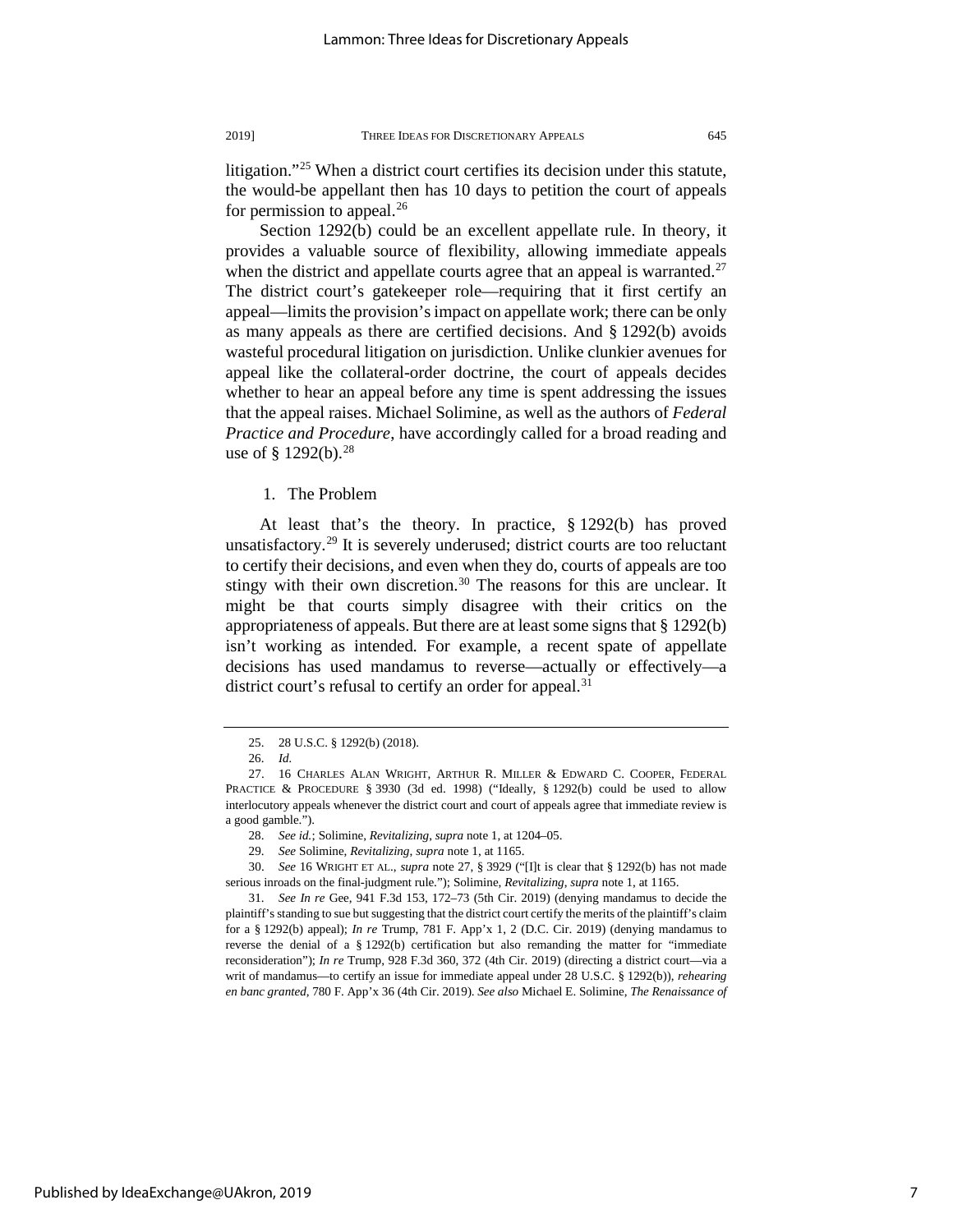litigation."[25] When a district court certifies its decision under this statute, the would-be appellant then has 10 days to petition the court of appeals for permission to appeal.[26]

Section 1292(b) could be an excellent appellate rule. In theory, it provides a valuable source of flexibility, allowing immediate appeals when the district and appellate courts agree that an appeal is warranted.[27] The district court's gatekeeper role—requiring that it first certify an appeal—limits the provision's impact on appellate work; there can be only as many appeals as there are certified decisions. And § 1292(b) avoids wasteful procedural litigation on jurisdiction. Unlike clunkier avenues for appeal like the collateral-order doctrine, the court of appeals decides whether to hear an appeal before any time is spent addressing the issues that the appeal raises. Michael Solimine, as well as the authors of *Federal Practice and Procedure*, have accordingly called for a broad reading and use of § 1292(b).[28]

### 1. The Problem

At least that's the theory. In practice, § 1292(b) has proved unsatisfactory.[29] It is severely underused; district courts are too reluctant to certify their decisions, and even when they do, courts of appeals are too stingy with their own discretion.[30] The reasons for this are unclear. It might be that courts simply disagree with their critics on the appropriateness of appeals. But there are at least some signs that § 1292(b) isn't working as intended. For example, a recent spate of appellate decisions has used mandamus to reverse—actually or effectively—a district court's refusal to certify an order for appeal.[31]

---

25. 28 U.S.C. § 1292(b) (2018).

26. *Id.*

27. 16 CHARLES ALAN WRIGHT, ARTHUR R. MILLER & EDWARD C. COOPER, FEDERAL PRACTICE & PROCEDURE § 3930 (3d ed. 1998) ("Ideally, § 1292(b) could be used to allow interlocutory appeals whenever the district court and court of appeals agree that immediate review is a good gamble.").

28. *See id.*; Solimine, *Revitalizing*, *supra* note 1, at 1204–05.

29. *See* Solimine, *Revitalizing*, *supra* note 1, at 1165.

30. *See* 16 WRIGHT ET AL., *supra* note 27, § 3929 ("[I]t is clear that § 1292(b) has not made serious inroads on the final-judgment rule."); Solimine, *Revitalizing*, *supra* note 1, at 1165.

31. *See In re* Gee, 941 F.3d 153, 172–73 (5th Cir. 2019) (denying mandamus to decide the plaintiff's standing to sue but suggesting that the district court certify the merits of the plaintiff's claim for a § 1292(b) appeal); *In re* Trump, 781 F. App'x 1, 2 (D.C. Cir. 2019) (denying mandamus to reverse the denial of a § 1292(b) certification but also remanding the matter for "immediate reconsideration"); *In re* Trump, 928 F.3d 360, 372 (4th Cir. 2019) (directing a district court—via a writ of mandamus—to certify an issue for immediate appeal under 28 U.S.C. § 1292(b)), *rehearing en banc granted*, 780 F. App'x 36 (4th Cir. 2019). *See also* Michael E. Solimine, *The Renaissance of*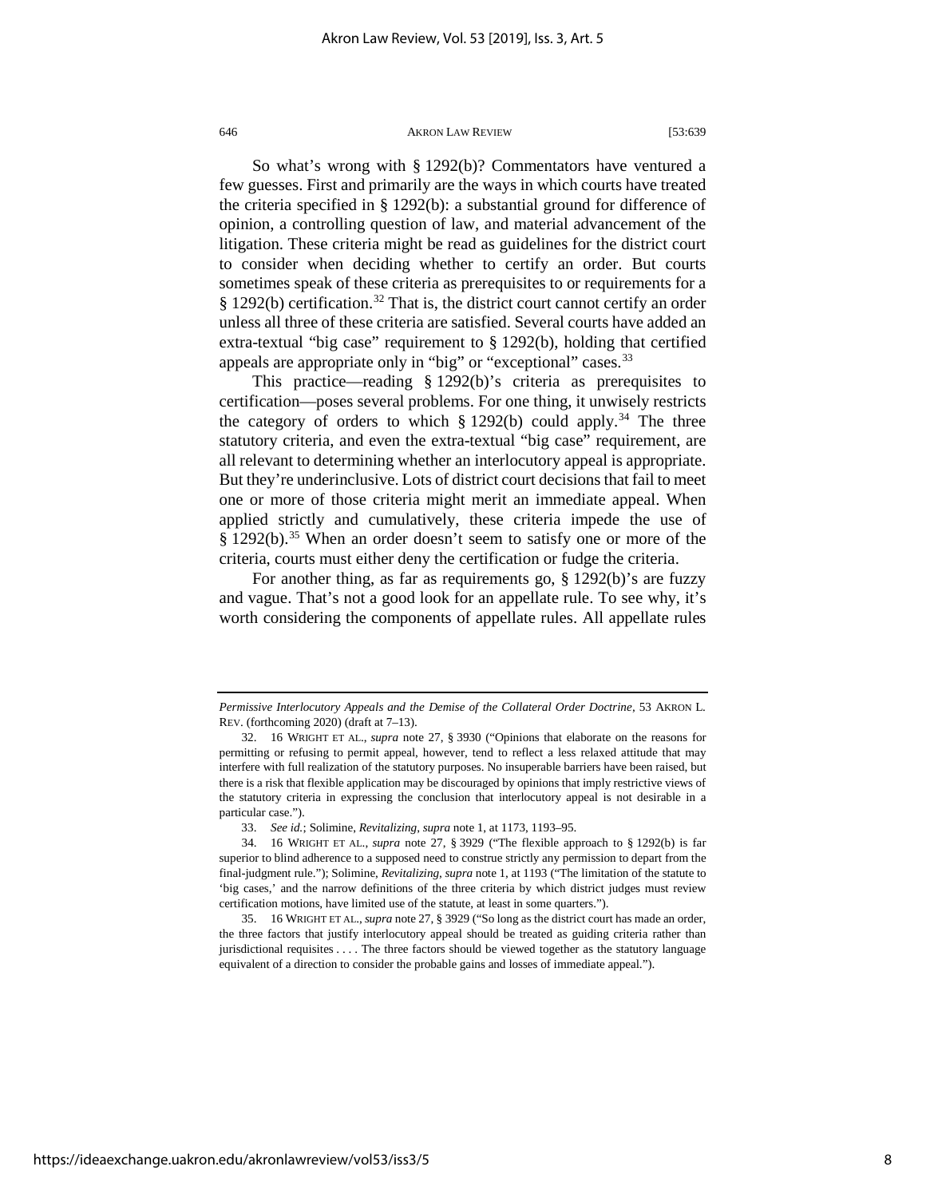So what's wrong with § 1292(b)? Commentators have ventured a few guesses. First and primarily are the ways in which courts have treated the criteria specified in § 1292(b): a substantial ground for difference of opinion, a controlling question of law, and material advancement of the litigation. These criteria might be read as guidelines for the district court to consider when deciding whether to certify an order. But courts sometimes speak of these criteria as prerequisites to or requirements for a § 1292(b) certification.[32] That is, the district court cannot certify an order unless all three of these criteria are satisfied. Several courts have added an extra-textual "big case" requirement to § 1292(b), holding that certified appeals are appropriate only in "big" or "exceptional" cases.[33]

This practice—reading § 1292(b)'s criteria as prerequisites to certification—poses several problems. For one thing, it unwisely restricts the category of orders to which § 1292(b) could apply.[34] The three statutory criteria, and even the extra-textual "big case" requirement, are all relevant to determining whether an interlocutory appeal is appropriate. But they're underinclusive. Lots of district court decisions that fail to meet one or more of those criteria might merit an immediate appeal. When applied strictly and cumulatively, these criteria impede the use of § 1292(b).[35] When an order doesn't seem to satisfy one or more of the criteria, courts must either deny the certification or fudge the criteria.

For another thing, as far as requirements go, § 1292(b)'s are fuzzy and vague. That's not a good look for an appellate rule. To see why, it's worth considering the components of appellate rules. All appellate rules

---

*Permissive Interlocutory Appeals and the Demise of the Collateral Order Doctrine*, 53 AKRON L. REV. (forthcoming 2020) (draft at 7–13).

32. 16 WRIGHT ET AL., *supra* note 27, § 3930 ("Opinions that elaborate on the reasons for permitting or refusing to permit appeal, however, tend to reflect a less relaxed attitude that may interfere with full realization of the statutory purposes. No insuperable barriers have been raised, but there is a risk that flexible application may be discouraged by opinions that imply restrictive views of the statutory criteria in expressing the conclusion that interlocutory appeal is not desirable in a particular case.").

33. *See id.*; Solimine, *Revitalizing*, *supra* note 1, at 1173, 1193–95.

34. 16 WRIGHT ET AL., *supra* note 27, § 3929 ("The flexible approach to § 1292(b) is far superior to blind adherence to a supposed need to construe strictly any permission to depart from the final-judgment rule."); Solimine, *Revitalizing*, *supra* note 1, at 1193 ("The limitation of the statute to 'big cases,' and the narrow definitions of the three criteria by which district judges must review certification motions, have limited use of the statute, at least in some quarters.").

35. 16 WRIGHT ET AL., *supra* note 27, § 3929 ("So long as the district court has made an order, the three factors that justify interlocutory appeal should be treated as guiding criteria rather than jurisdictional requisites . . . . The three factors should be viewed together as the statutory language equivalent of a direction to consider the probable gains and losses of immediate appeal.").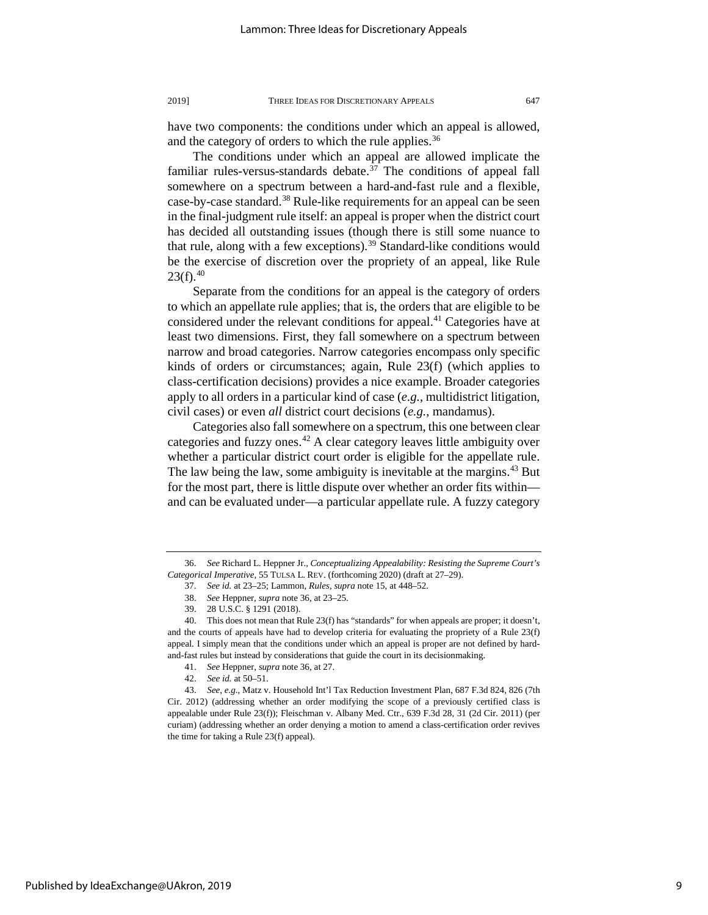have two components: the conditions under which an appeal is allowed, and the category of orders to which the rule applies.[36]

The conditions under which an appeal are allowed implicate the familiar rules-versus-standards debate.[37] The conditions of appeal fall somewhere on a spectrum between a hard-and-fast rule and a flexible, case-by-case standard.[38] Rule-like requirements for an appeal can be seen in the final-judgment rule itself: an appeal is proper when the district court has decided all outstanding issues (though there is still some nuance to that rule, along with a few exceptions).[39] Standard-like conditions would be the exercise of discretion over the propriety of an appeal, like Rule 23(f).[40]

Separate from the conditions for an appeal is the category of orders to which an appellate rule applies; that is, the orders that are eligible to be considered under the relevant conditions for appeal.[41] Categories have at least two dimensions. First, they fall somewhere on a spectrum between narrow and broad categories. Narrow categories encompass only specific kinds of orders or circumstances; again, Rule 23(f) (which applies to class-certification decisions) provides a nice example. Broader categories apply to all orders in a particular kind of case (*e.g.*, multidistrict litigation, civil cases) or even *all* district court decisions (*e.g.*, mandamus).

Categories also fall somewhere on a spectrum, this one between clear categories and fuzzy ones.[42] A clear category leaves little ambiguity over whether a particular district court order is eligible for the appellate rule. The law being the law, some ambiguity is inevitable at the margins.[43] But for the most part, there is little dispute over whether an order fits within—and can be evaluated under—a particular appellate rule. A fuzzy category

---

36. *See* Richard L. Heppner Jr., *Conceptualizing Appealability: Resisting the Supreme Court's Categorical Imperative*, 55 TULSA L. REV. (forthcoming 2020) (draft at 27–29).

37. *See id.* at 23–25; Lammon, *Rules*, *supra* note 15, at 448–52.

38. *See* Heppner, *supra* note 36, at 23–25.

39. 28 U.S.C. § 1291 (2018).

40. This does not mean that Rule 23(f) has "standards" for when appeals are proper; it doesn't, and the courts of appeals have had to develop criteria for evaluating the propriety of a Rule 23(f) appeal. I simply mean that the conditions under which an appeal is proper are not defined by hard-and-fast rules but instead by considerations that guide the court in its decisionmaking.

41. *See* Heppner, *supra* note 36, at 27.

42. *See id.* at 50–51.

43. *See, e.g.*, Matz v. Household Int'l Tax Reduction Investment Plan, 687 F.3d 824, 826 (7th Cir. 2012) (addressing whether an order modifying the scope of a previously certified class is appealable under Rule 23(f)); Fleischman v. Albany Med. Ctr., 639 F.3d 28, 31 (2d Cir. 2011) (per curiam) (addressing whether an order denying a motion to amend a class-certification order revives the time for taking a Rule 23(f) appeal).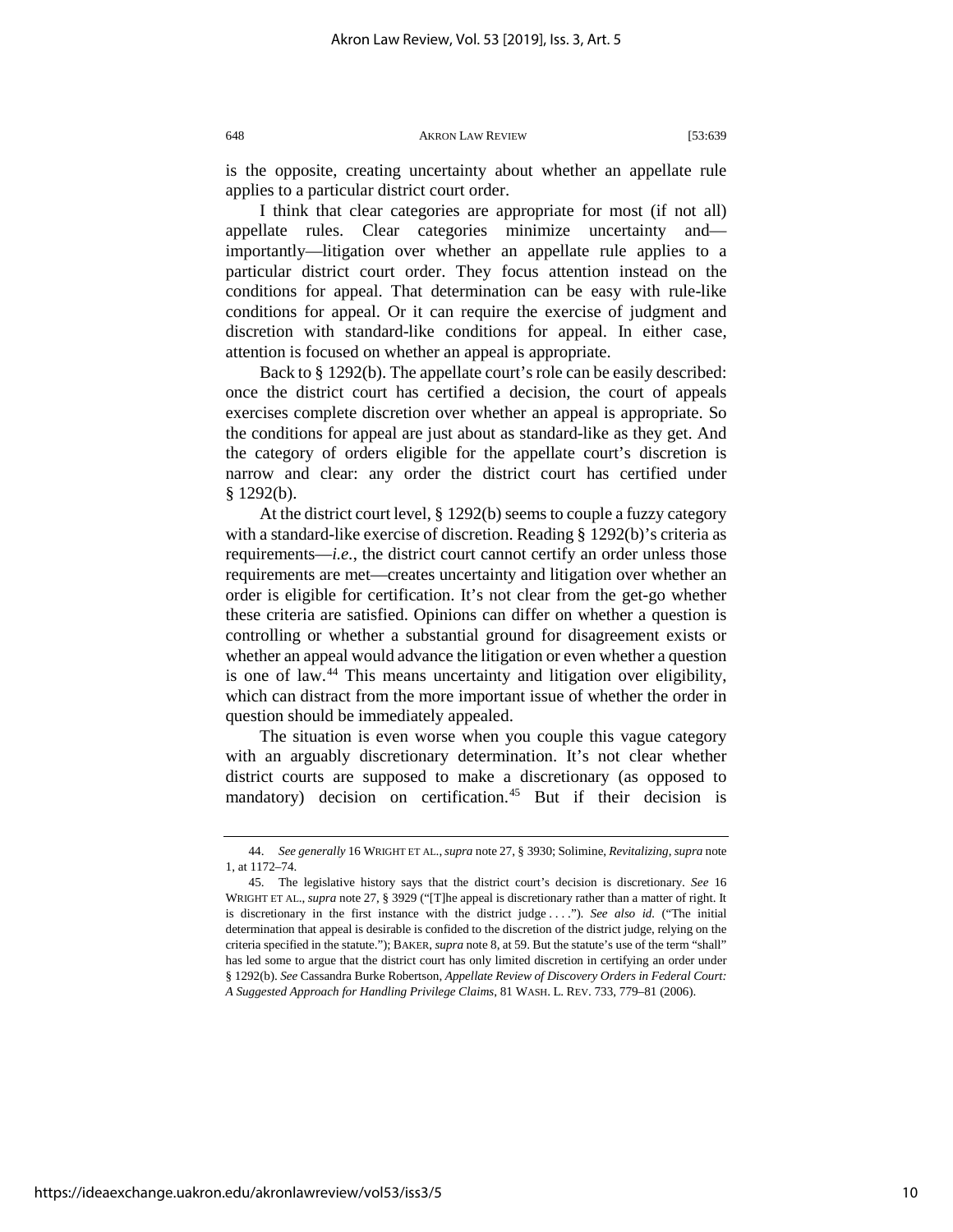is the opposite, creating uncertainty about whether an appellate rule applies to a particular district court order.

I think that clear categories are appropriate for most (if not all) appellate rules. Clear categories minimize uncertainty and—importantly—litigation over whether an appellate rule applies to a particular district court order. They focus attention instead on the conditions for appeal. That determination can be easy with rule-like conditions for appeal. Or it can require the exercise of judgment and discretion with standard-like conditions for appeal. In either case, attention is focused on whether an appeal is appropriate.

Back to § 1292(b). The appellate court's role can be easily described: once the district court has certified a decision, the court of appeals exercises complete discretion over whether an appeal is appropriate. So the conditions for appeal are just about as standard-like as they get. And the category of orders eligible for the appellate court's discretion is narrow and clear: any order the district court has certified under § 1292(b).

At the district court level, § 1292(b) seems to couple a fuzzy category with a standard-like exercise of discretion. Reading § 1292(b)'s criteria as requirements—*i.e.*, the district court cannot certify an order unless those requirements are met—creates uncertainty and litigation over whether an order is eligible for certification. It's not clear from the get-go whether these criteria are satisfied. Opinions can differ on whether a question is controlling or whether a substantial ground for disagreement exists or whether an appeal would advance the litigation or even whether a question is one of law.[44] This means uncertainty and litigation over eligibility, which can distract from the more important issue of whether the order in question should be immediately appealed.

The situation is even worse when you couple this vague category with an arguably discretionary determination. It's not clear whether district courts are supposed to make a discretionary (as opposed to mandatory) decision on certification.[45] But if their decision is

---

44. *See generally* 16 WRIGHT ET AL., *supra* note 27, § 3930; Solimine, *Revitalizing*, *supra* note 1, at 1172–74.

45. The legislative history says that the district court's decision is discretionary. *See* 16 WRIGHT ET AL., *supra* note 27, § 3929 ("[T]he appeal is discretionary rather than a matter of right. It is discretionary in the first instance with the district judge . . . ."). *See also id.* ("The initial determination that appeal is desirable is confided to the discretion of the district judge, relying on the criteria specified in the statute."); BAKER, *supra* note 8, at 59. But the statute's use of the term "shall" has led some to argue that the district court has only limited discretion in certifying an order under § 1292(b). *See* Cassandra Burke Robertson, *Appellate Review of Discovery Orders in Federal Court: A Suggested Approach for Handling Privilege Claims*, 81 WASH. L. REV. 733, 779–81 (2006).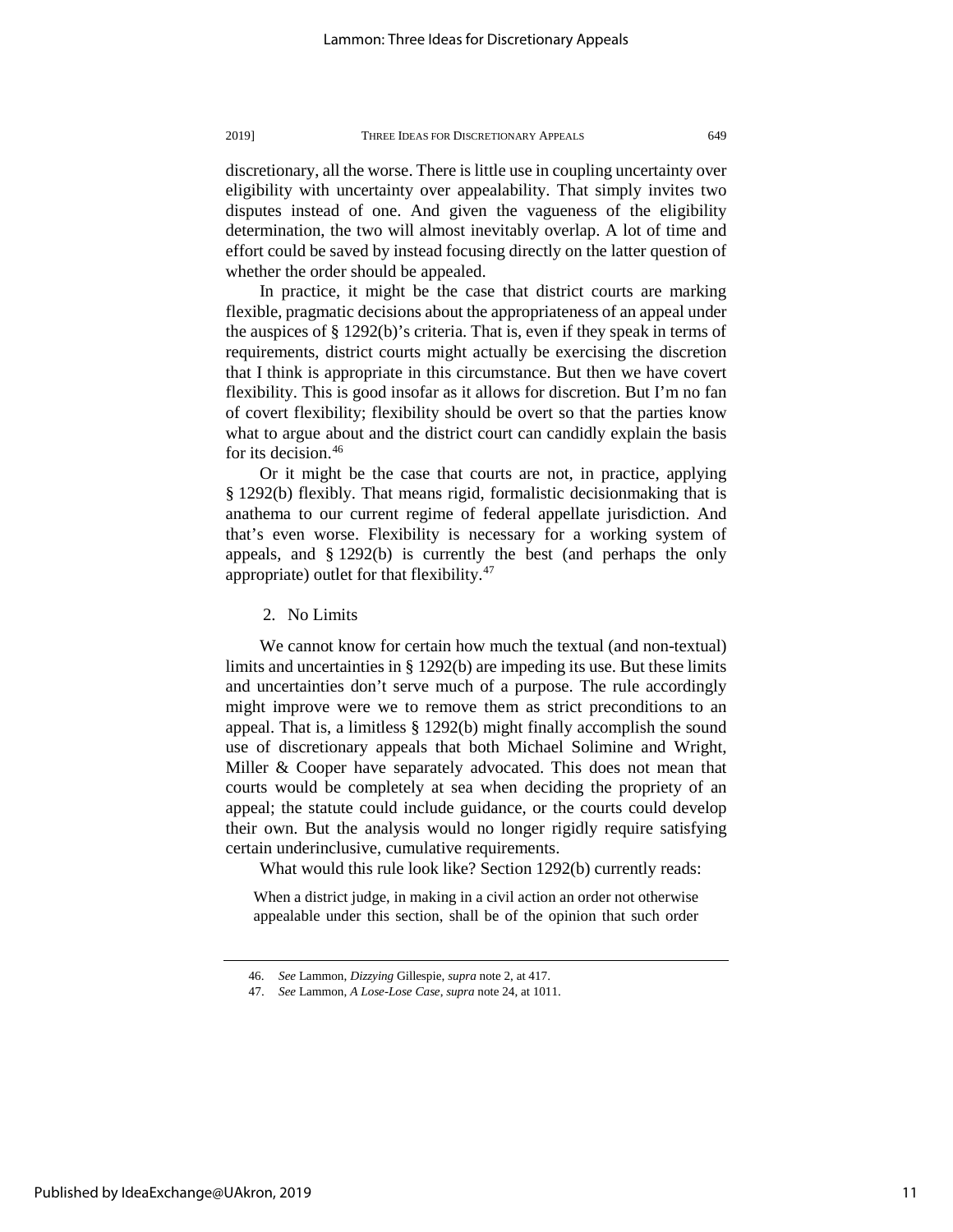discretionary, all the worse. There is little use in coupling uncertainty over eligibility with uncertainty over appealability. That simply invites two disputes instead of one. And given the vagueness of the eligibility determination, the two will almost inevitably overlap. A lot of time and effort could be saved by instead focusing directly on the latter question of whether the order should be appealed.

In practice, it might be the case that district courts are marking flexible, pragmatic decisions about the appropriateness of an appeal under the auspices of § 1292(b)'s criteria. That is, even if they speak in terms of requirements, district courts might actually be exercising the discretion that I think is appropriate in this circumstance. But then we have covert flexibility. This is good insofar as it allows for discretion. But I'm no fan of covert flexibility; flexibility should be overt so that the parties know what to argue about and the district court can candidly explain the basis for its decision.[46]

Or it might be the case that courts are not, in practice, applying § 1292(b) flexibly. That means rigid, formalistic decisionmaking that is anathema to our current regime of federal appellate jurisdiction. And that's even worse. Flexibility is necessary for a working system of appeals, and § 1292(b) is currently the best (and perhaps the only appropriate) outlet for that flexibility.[47]

### 2. No Limits

We cannot know for certain how much the textual (and non-textual) limits and uncertainties in § 1292(b) are impeding its use. But these limits and uncertainties don't serve much of a purpose. The rule accordingly might improve were we to remove them as strict preconditions to an appeal. That is, a limitless § 1292(b) might finally accomplish the sound use of discretionary appeals that both Michael Solimine and Wright, Miller & Cooper have separately advocated. This does not mean that courts would be completely at sea when deciding the propriety of an appeal; the statute could include guidance, or the courts could develop their own. But the analysis would no longer rigidly require satisfying certain underinclusive, cumulative requirements.

What would this rule look like? Section 1292(b) currently reads:

> When a district judge, in making in a civil action an order not otherwise appealable under this section, shall be of the opinion that such order

---

46. *See* Lammon, *Dizzying* Gillespie, *supra* note 2, at 417.

47. *See* Lammon, *A Lose-Lose Case*, *supra* note 24, at 1011.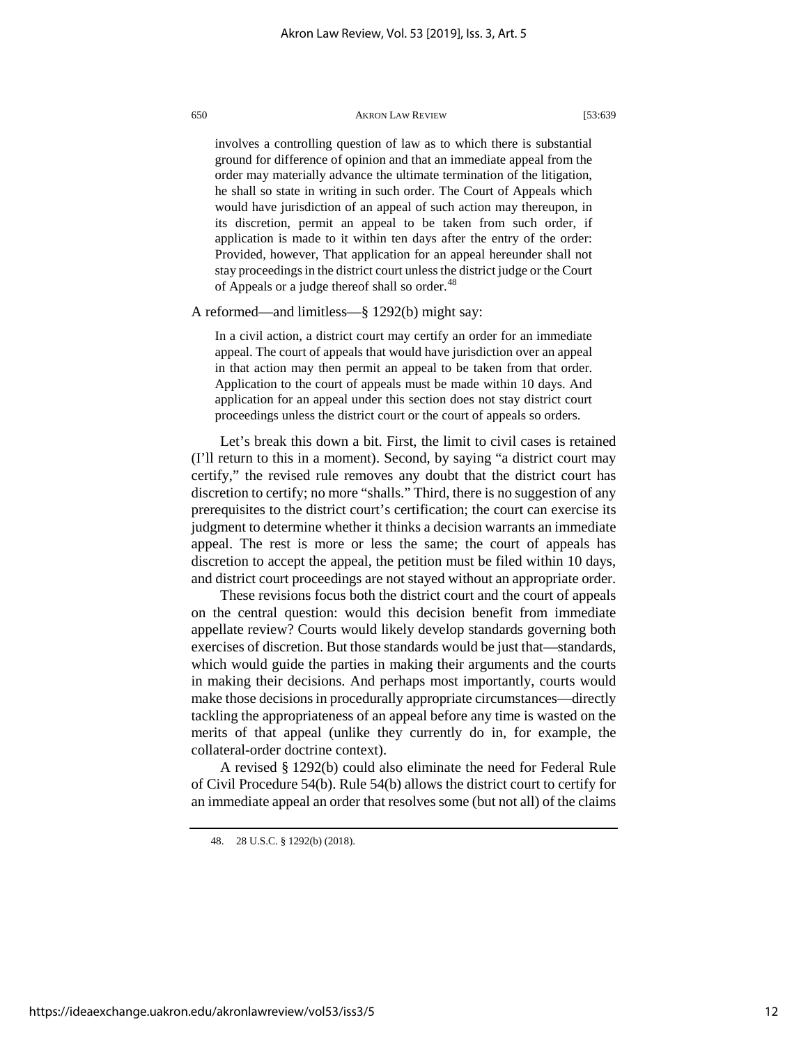> involves a controlling question of law as to which there is substantial ground for difference of opinion and that an immediate appeal from the order may materially advance the ultimate termination of the litigation, he shall so state in writing in such order. The Court of Appeals which would have jurisdiction of an appeal of such action may thereupon, in its discretion, permit an appeal to be taken from such order, if application is made to it within ten days after the entry of the order: Provided, however, That application for an appeal hereunder shall not stay proceedings in the district court unless the district judge or the Court of Appeals or a judge thereof shall so order.[48]

A reformed—and limitless—§ 1292(b) might say:

> In a civil action, a district court may certify an order for an immediate appeal. The court of appeals that would have jurisdiction over an appeal in that action may then permit an appeal to be taken from that order. Application to the court of appeals must be made within 10 days. And application for an appeal under this section does not stay district court proceedings unless the district court or the court of appeals so orders.

Let's break this down a bit. First, the limit to civil cases is retained (I'll return to this in a moment). Second, by saying "a district court may certify," the revised rule removes any doubt that the district court has discretion to certify; no more "shalls." Third, there is no suggestion of any prerequisites to the district court's certification; the court can exercise its judgment to determine whether it thinks a decision warrants an immediate appeal. The rest is more or less the same; the court of appeals has discretion to accept the appeal, the petition must be filed within 10 days, and district court proceedings are not stayed without an appropriate order.

These revisions focus both the district court and the court of appeals on the central question: would this decision benefit from immediate appellate review? Courts would likely develop standards governing both exercises of discretion. But those standards would be just that—standards, which would guide the parties in making their arguments and the courts in making their decisions. And perhaps most importantly, courts would make those decisions in procedurally appropriate circumstances—directly tackling the appropriateness of an appeal before any time is wasted on the merits of that appeal (unlike they currently do in, for example, the collateral-order doctrine context).

A revised § 1292(b) could also eliminate the need for Federal Rule of Civil Procedure 54(b). Rule 54(b) allows the district court to certify for an immediate appeal an order that resolves some (but not all) of the claims

---

48. 28 U.S.C. § 1292(b) (2018).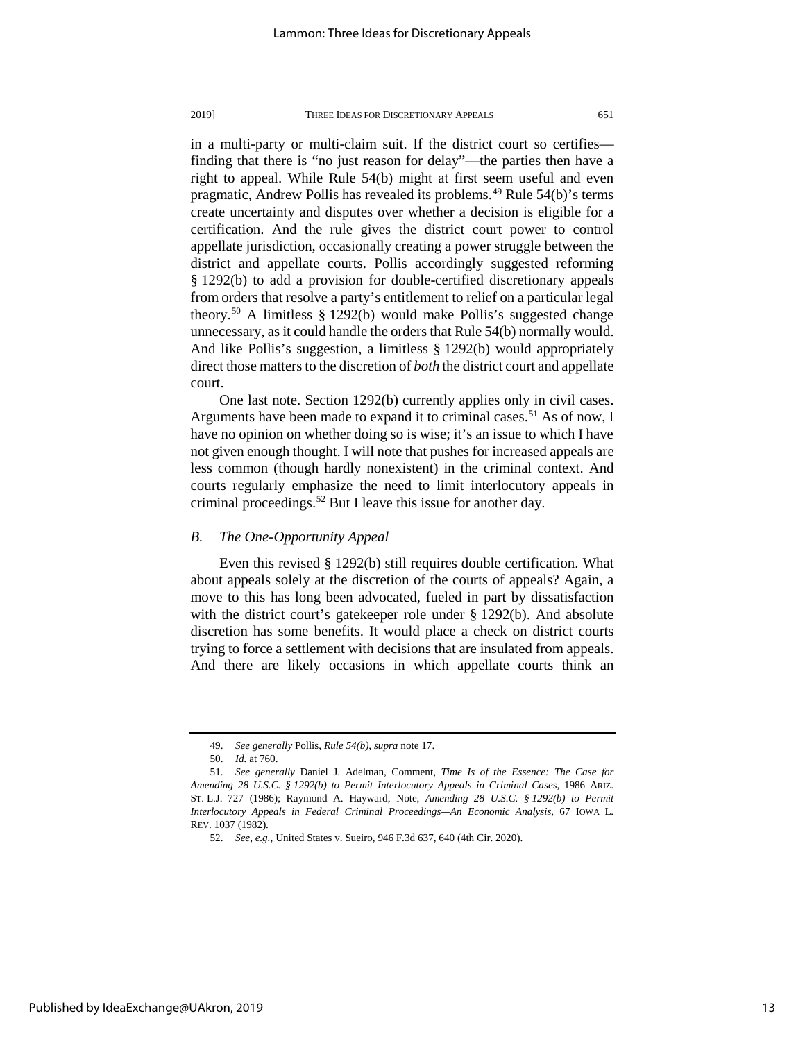in a multi-party or multi-claim suit. If the district court so certifies—finding that there is "no just reason for delay"—the parties then have a right to appeal. While Rule 54(b) might at first seem useful and even pragmatic, Andrew Pollis has revealed its problems.[49] Rule 54(b)'s terms create uncertainty and disputes over whether a decision is eligible for a certification. And the rule gives the district court power to control appellate jurisdiction, occasionally creating a power struggle between the district and appellate courts. Pollis accordingly suggested reforming § 1292(b) to add a provision for double-certified discretionary appeals from orders that resolve a party's entitlement to relief on a particular legal theory.[50] A limitless § 1292(b) would make Pollis's suggested change unnecessary, as it could handle the orders that Rule 54(b) normally would. And like Pollis's suggestion, a limitless § 1292(b) would appropriately direct those matters to the discretion of *both* the district court and appellate court.

One last note. Section 1292(b) currently applies only in civil cases. Arguments have been made to expand it to criminal cases.[51] As of now, I have no opinion on whether doing so is wise; it's an issue to which I have not given enough thought. I will note that pushes for increased appeals are less common (though hardly nonexistent) in the criminal context. And courts regularly emphasize the need to limit interlocutory appeals in criminal proceedings.[52] But I leave this issue for another day.

### *B. The One-Opportunity Appeal*

Even this revised § 1292(b) still requires double certification. What about appeals solely at the discretion of the courts of appeals? Again, a move to this has long been advocated, fueled in part by dissatisfaction with the district court's gatekeeper role under § 1292(b). And absolute discretion has some benefits. It would place a check on district courts trying to force a settlement with decisions that are insulated from appeals. And there are likely occasions in which appellate courts think an

---

49. *See generally* Pollis, *Rule 54(b)*, *supra* note 17.

50. *Id.* at 760.

51. *See generally* Daniel J. Adelman, Comment, *Time Is of the Essence: The Case for Amending 28 U.S.C. § 1292(b) to Permit Interlocutory Appeals in Criminal Cases*, 1986 ARIZ. ST. L.J. 727 (1986); Raymond A. Hayward, Note, *Amending 28 U.S.C. § 1292(b) to Permit Interlocutory Appeals in Federal Criminal Proceedings—An Economic Analysis*, 67 IOWA L. REV. 1037 (1982).

52. *See, e.g.*, United States v. Sueiro, 946 F.3d 637, 640 (4th Cir. 2020).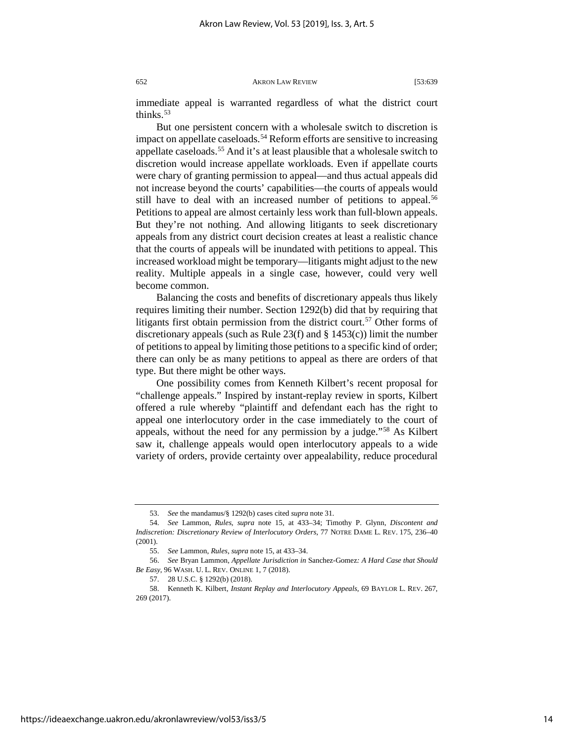immediate appeal is warranted regardless of what the district court thinks.[53]

But one persistent concern with a wholesale switch to discretion is impact on appellate caseloads.[54] Reform efforts are sensitive to increasing appellate caseloads.[55] And it's at least plausible that a wholesale switch to discretion would increase appellate workloads. Even if appellate courts were chary of granting permission to appeal—and thus actual appeals did not increase beyond the courts' capabilities—the courts of appeals would still have to deal with an increased number of petitions to appeal.[56] Petitions to appeal are almost certainly less work than full-blown appeals. But they're not nothing. And allowing litigants to seek discretionary appeals from any district court decision creates at least a realistic chance that the courts of appeals will be inundated with petitions to appeal. This increased workload might be temporary—litigants might adjust to the new reality. Multiple appeals in a single case, however, could very well become common.

Balancing the costs and benefits of discretionary appeals thus likely requires limiting their number. Section 1292(b) did that by requiring that litigants first obtain permission from the district court.[57] Other forms of discretionary appeals (such as Rule 23(f) and § 1453(c)) limit the number of petitions to appeal by limiting those petitions to a specific kind of order; there can only be as many petitions to appeal as there are orders of that type. But there might be other ways.

One possibility comes from Kenneth Kilbert's recent proposal for "challenge appeals." Inspired by instant-replay review in sports, Kilbert offered a rule whereby "plaintiff and defendant each has the right to appeal one interlocutory order in the case immediately to the court of appeals, without the need for any permission by a judge."[58] As Kilbert saw it, challenge appeals would open interlocutory appeals to a wide variety of orders, provide certainty over appealability, reduce procedural

---

53. *See* the mandamus/§ 1292(b) cases cited *supra* note 31.

54. *See* Lammon, *Rules*, *supra* note 15, at 433–34; Timothy P. Glynn, *Discontent and Indiscretion: Discretionary Review of Interlocutory Orders*, 77 NOTRE DAME L. REV. 175, 236–40 (2001).

55. *See* Lammon, *Rules*, *supra* note 15, at 433–34.

56. *See* Bryan Lammon, *Appellate Jurisdiction in* Sanchez-Gomez*: A Hard Case that Should Be Easy*, 96 WASH. U. L. REV. ONLINE 1, 7 (2018).

57. 28 U.S.C. § 1292(b) (2018).

58. Kenneth K. Kilbert, *Instant Replay and Interlocutory Appeals*, 69 BAYLOR L. REV. 267, 269 (2017).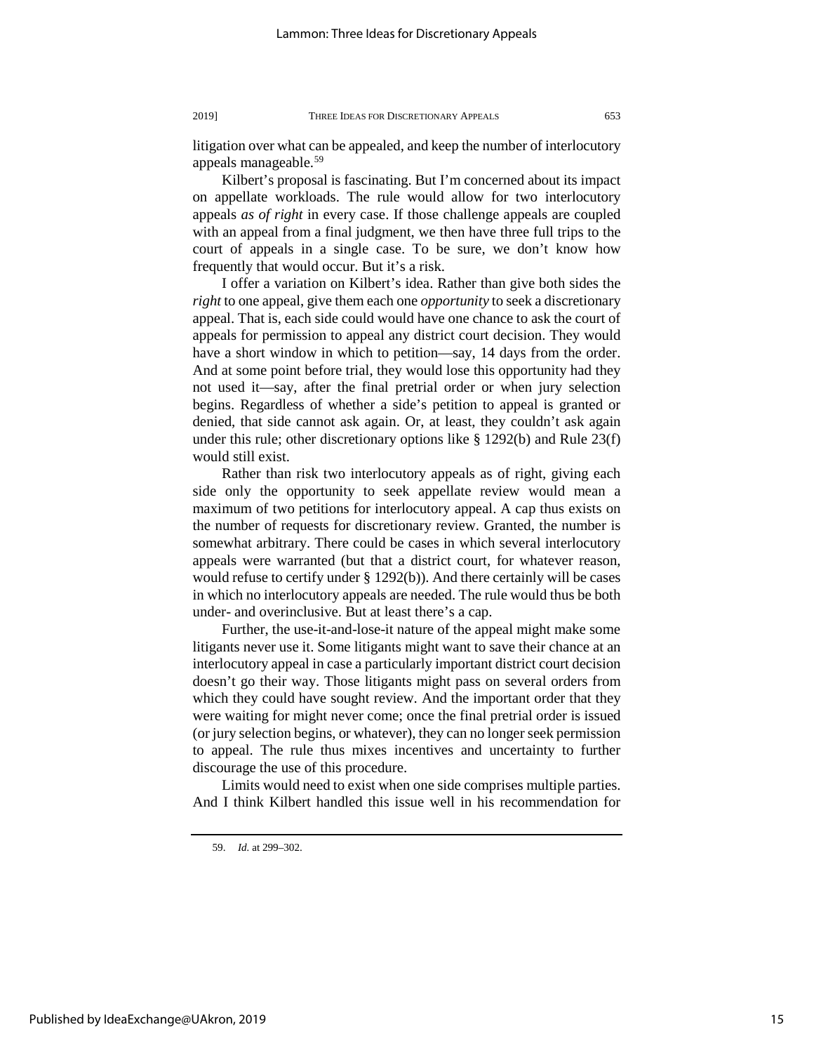litigation over what can be appealed, and keep the number of interlocutory appeals manageable.[59]

Kilbert's proposal is fascinating. But I'm concerned about its impact on appellate workloads. The rule would allow for two interlocutory appeals *as of right* in every case. If those challenge appeals are coupled with an appeal from a final judgment, we then have three full trips to the court of appeals in a single case. To be sure, we don't know how frequently that would occur. But it's a risk.

I offer a variation on Kilbert's idea. Rather than give both sides the *right* to one appeal, give them each one *opportunity* to seek a discretionary appeal. That is, each side could would have one chance to ask the court of appeals for permission to appeal any district court decision. They would have a short window in which to petition—say, 14 days from the order. And at some point before trial, they would lose this opportunity had they not used it—say, after the final pretrial order or when jury selection begins. Regardless of whether a side's petition to appeal is granted or denied, that side cannot ask again. Or, at least, they couldn't ask again under this rule; other discretionary options like § 1292(b) and Rule 23(f) would still exist.

Rather than risk two interlocutory appeals as of right, giving each side only the opportunity to seek appellate review would mean a maximum of two petitions for interlocutory appeal. A cap thus exists on the number of requests for discretionary review. Granted, the number is somewhat arbitrary. There could be cases in which several interlocutory appeals were warranted (but that a district court, for whatever reason, would refuse to certify under § 1292(b)). And there certainly will be cases in which no interlocutory appeals are needed. The rule would thus be both under- and overinclusive. But at least there's a cap.

Further, the use-it-and-lose-it nature of the appeal might make some litigants never use it. Some litigants might want to save their chance at an interlocutory appeal in case a particularly important district court decision doesn't go their way. Those litigants might pass on several orders from which they could have sought review. And the important order that they were waiting for might never come; once the final pretrial order is issued (or jury selection begins, or whatever), they can no longer seek permission to appeal. The rule thus mixes incentives and uncertainty to further discourage the use of this procedure.

Limits would need to exist when one side comprises multiple parties. And I think Kilbert handled this issue well in his recommendation for

59. *Id.* at 299–302.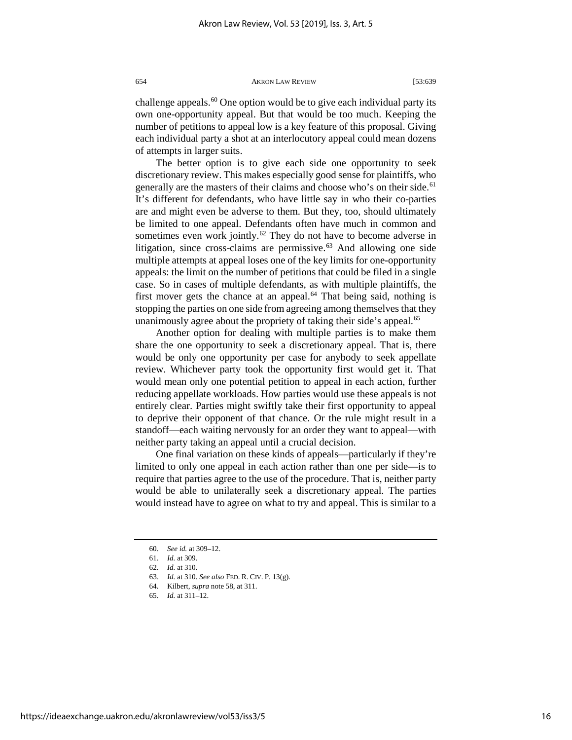challenge appeals.[60] One option would be to give each individual party its own one-opportunity appeal. But that would be too much. Keeping the number of petitions to appeal low is a key feature of this proposal. Giving each individual party a shot at an interlocutory appeal could mean dozens of attempts in larger suits.

The better option is to give each side one opportunity to seek discretionary review. This makes especially good sense for plaintiffs, who generally are the masters of their claims and choose who's on their side.[61] It's different for defendants, who have little say in who their co-parties are and might even be adverse to them. But they, too, should ultimately be limited to one appeal. Defendants often have much in common and sometimes even work jointly.[62] They do not have to become adverse in litigation, since cross-claims are permissive.[63] And allowing one side multiple attempts at appeal loses one of the key limits for one-opportunity appeals: the limit on the number of petitions that could be filed in a single case. So in cases of multiple defendants, as with multiple plaintiffs, the first mover gets the chance at an appeal.[64] That being said, nothing is stopping the parties on one side from agreeing among themselves that they unanimously agree about the propriety of taking their side's appeal.[65]

Another option for dealing with multiple parties is to make them share the one opportunity to seek a discretionary appeal. That is, there would be only one opportunity per case for anybody to seek appellate review. Whichever party took the opportunity first would get it. That would mean only one potential petition to appeal in each action, further reducing appellate workloads. How parties would use these appeals is not entirely clear. Parties might swiftly take their first opportunity to appeal to deprive their opponent of that chance. Or the rule might result in a standoff—each waiting nervously for an order they want to appeal—with neither party taking an appeal until a crucial decision.

One final variation on these kinds of appeals—particularly if they're limited to only one appeal in each action rather than one per side—is to require that parties agree to the use of the procedure. That is, neither party would be able to unilaterally seek a discretionary appeal. The parties would instead have to agree on what to try and appeal. This is similar to a

---

60. *See id.* at 309–12.

61. *Id.* at 309.

62. *Id.* at 310.

63. *Id.* at 310. *See also* FED. R. CIV. P. 13(g).

64. Kilbert, *supra* note 58, at 311.

65. *Id.* at 311–12.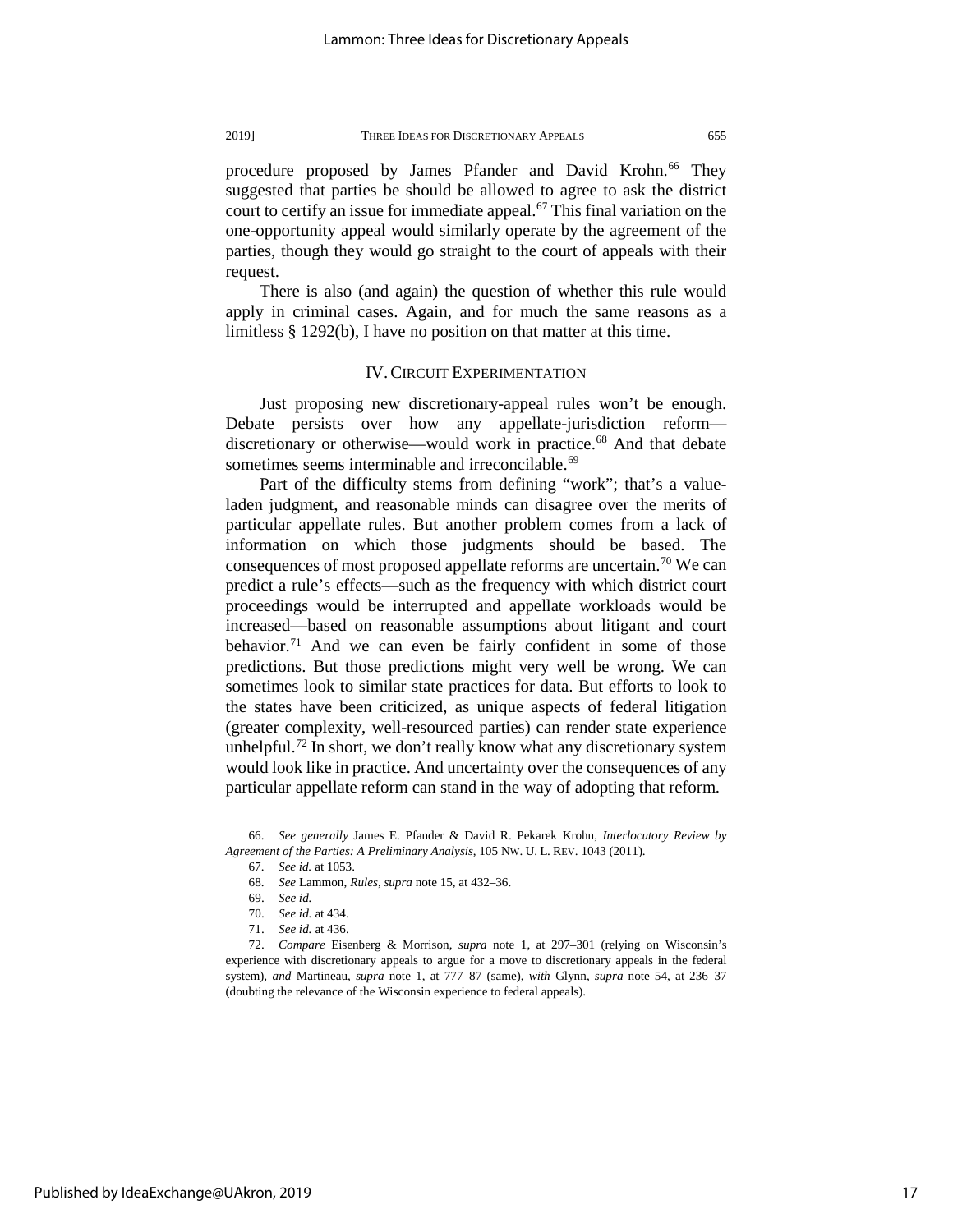procedure proposed by James Pfander and David Krohn.[66] They suggested that parties be should be allowed to agree to ask the district court to certify an issue for immediate appeal.[67] This final variation on the one-opportunity appeal would similarly operate by the agreement of the parties, though they would go straight to the court of appeals with their request.

There is also (and again) the question of whether this rule would apply in criminal cases. Again, and for much the same reasons as a limitless § 1292(b), I have no position on that matter at this time.

## IV. CIRCUIT EXPERIMENTATION

Just proposing new discretionary-appeal rules won't be enough. Debate persists over how any appellate-jurisdiction reform—discretionary or otherwise—would work in practice.[68] And that debate sometimes seems interminable and irreconcilable.[69]

Part of the difficulty stems from defining "work"; that's a value-laden judgment, and reasonable minds can disagree over the merits of particular appellate rules. But another problem comes from a lack of information on which those judgments should be based. The consequences of most proposed appellate reforms are uncertain.[70] We can predict a rule's effects—such as the frequency with which district court proceedings would be interrupted and appellate workloads would be increased—based on reasonable assumptions about litigant and court behavior.[71] And we can even be fairly confident in some of those predictions. But those predictions might very well be wrong. We can sometimes look to similar state practices for data. But efforts to look to the states have been criticized, as unique aspects of federal litigation (greater complexity, well-resourced parties) can render state experience unhelpful.[72] In short, we don't really know what any discretionary system would look like in practice. And uncertainty over the consequences of any particular appellate reform can stand in the way of adopting that reform.

---

66. *See generally* James E. Pfander & David R. Pekarek Krohn, *Interlocutory Review by Agreement of the Parties: A Preliminary Analysis*, 105 NW. U. L. REV. 1043 (2011).

67. *See id.* at 1053.

68. *See* Lammon, *Rules*, *supra* note 15, at 432–36.

69. *See id.*

70. *See id.* at 434.

71. *See id.* at 436.

72. *Compare* Eisenberg & Morrison, *supra* note 1, at 297–301 (relying on Wisconsin's experience with discretionary appeals to argue for a move to discretionary appeals in the federal system), *and* Martineau, *supra* note 1, at 777–87 (same), *with* Glynn, *supra* note 54, at 236–37 (doubting the relevance of the Wisconsin experience to federal appeals).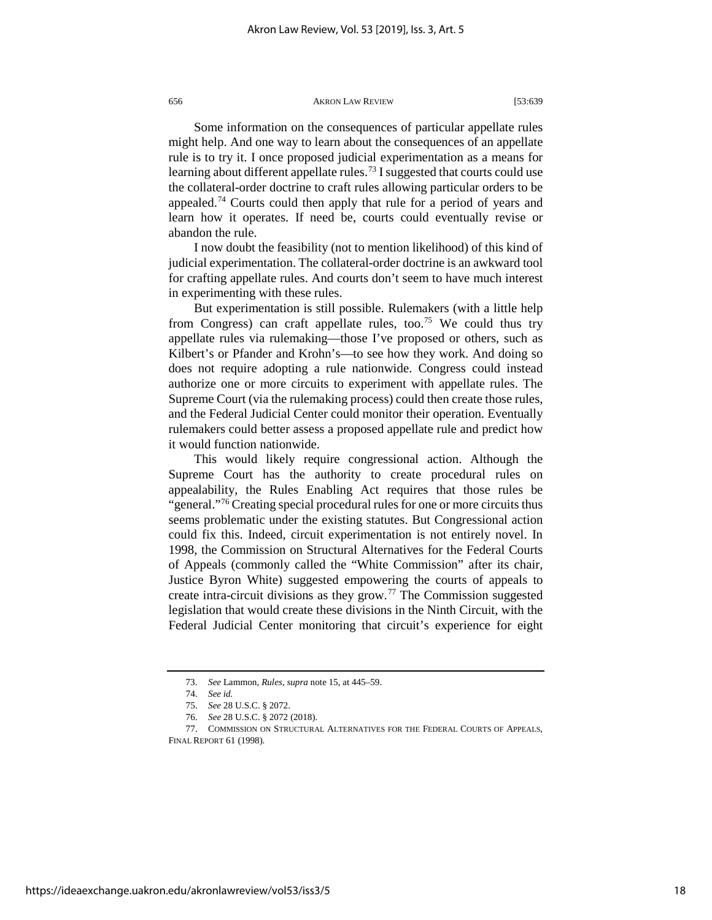Some information on the consequences of particular appellate rules might help. And one way to learn about the consequences of an appellate rule is to try it. I once proposed judicial experimentation as a means for learning about different appellate rules.[73] I suggested that courts could use the collateral-order doctrine to craft rules allowing particular orders to be appealed.[74] Courts could then apply that rule for a period of years and learn how it operates. If need be, courts could eventually revise or abandon the rule.

I now doubt the feasibility (not to mention likelihood) of this kind of judicial experimentation. The collateral-order doctrine is an awkward tool for crafting appellate rules. And courts don't seem to have much interest in experimenting with these rules.

But experimentation is still possible. Rulemakers (with a little help from Congress) can craft appellate rules, too.[75] We could thus try appellate rules via rulemaking—those I've proposed or others, such as Kilbert's or Pfander and Krohn's—to see how they work. And doing so does not require adopting a rule nationwide. Congress could instead authorize one or more circuits to experiment with appellate rules. The Supreme Court (via the rulemaking process) could then create those rules, and the Federal Judicial Center could monitor their operation. Eventually rulemakers could better assess a proposed appellate rule and predict how it would function nationwide.

This would likely require congressional action. Although the Supreme Court has the authority to create procedural rules on appealability, the Rules Enabling Act requires that those rules be "general."[76] Creating special procedural rules for one or more circuits thus seems problematic under the existing statutes. But Congressional action could fix this. Indeed, circuit experimentation is not entirely novel. In 1998, the Commission on Structural Alternatives for the Federal Courts of Appeals (commonly called the "White Commission" after its chair, Justice Byron White) suggested empowering the courts of appeals to create intra-circuit divisions as they grow.[77] The Commission suggested legislation that would create these divisions in the Ninth Circuit, with the Federal Judicial Center monitoring that circuit's experience for eight

---

73. *See* Lammon, *Rules*, *supra* note 15, at 445–59.

74. *See id.*

75. *See* 28 U.S.C. § 2072.

76. *See* 28 U.S.C. § 2072 (2018).

77. COMMISSION ON STRUCTURAL ALTERNATIVES FOR THE FEDERAL COURTS OF APPEALS, FINAL REPORT 61 (1998).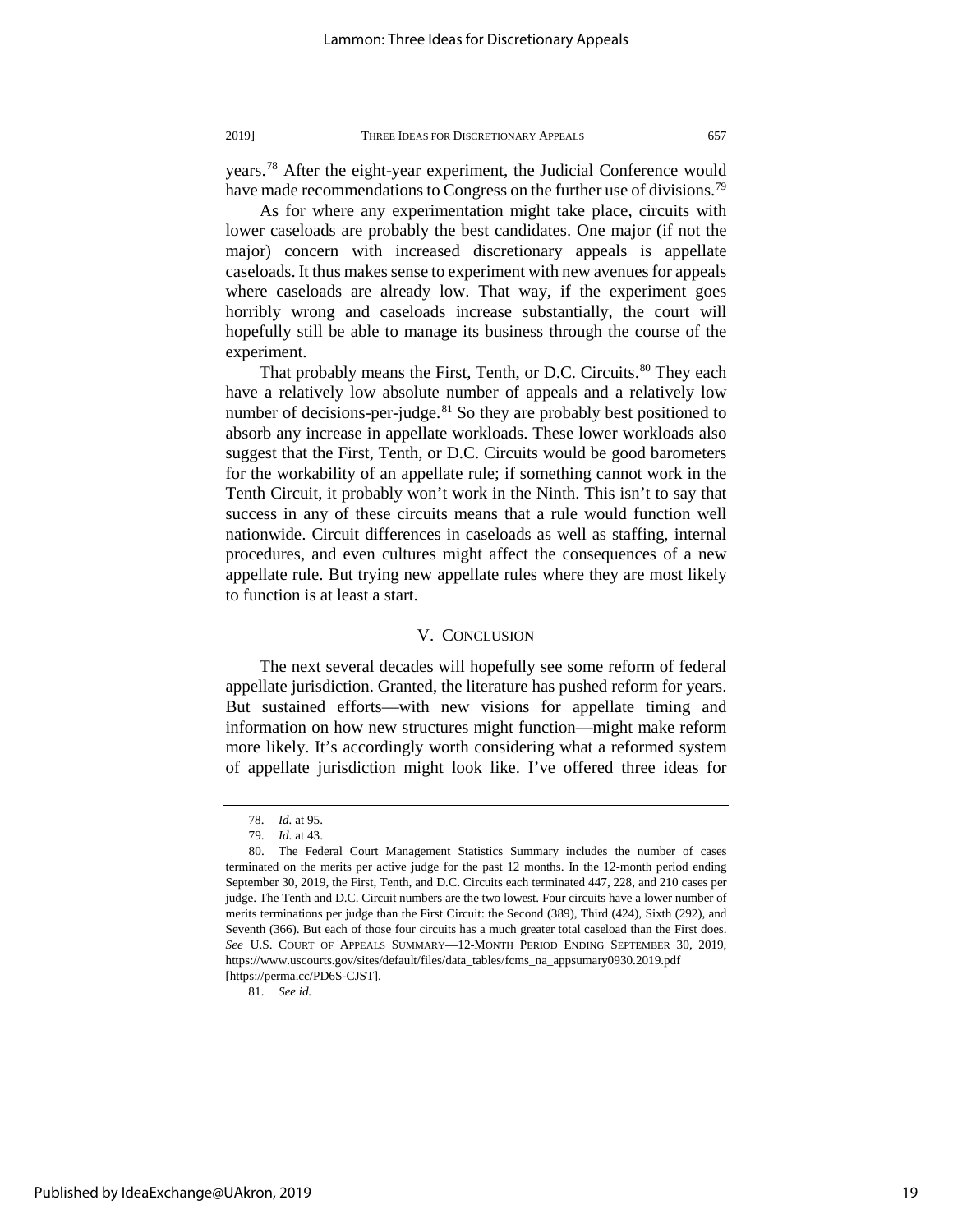years.[78] After the eight-year experiment, the Judicial Conference would have made recommendations to Congress on the further use of divisions.[79]

As for where any experimentation might take place, circuits with lower caseloads are probably the best candidates. One major (if not the major) concern with increased discretionary appeals is appellate caseloads. It thus makes sense to experiment with new avenues for appeals where caseloads are already low. That way, if the experiment goes horribly wrong and caseloads increase substantially, the court will hopefully still be able to manage its business through the course of the experiment.

That probably means the First, Tenth, or D.C. Circuits.[80] They each have a relatively low absolute number of appeals and a relatively low number of decisions-per-judge.[81] So they are probably best positioned to absorb any increase in appellate workloads. These lower workloads also suggest that the First, Tenth, or D.C. Circuits would be good barometers for the workability of an appellate rule; if something cannot work in the Tenth Circuit, it probably won't work in the Ninth. This isn't to say that success in any of these circuits means that a rule would function well nationwide. Circuit differences in caseloads as well as staffing, internal procedures, and even cultures might affect the consequences of a new appellate rule. But trying new appellate rules where they are most likely to function is at least a start.

## V. CONCLUSION

The next several decades will hopefully see some reform of federal appellate jurisdiction. Granted, the literature has pushed reform for years. But sustained efforts—with new visions for appellate timing and information on how new structures might function—might make reform more likely. It's accordingly worth considering what a reformed system of appellate jurisdiction might look like. I've offered three ideas for

---

78. *Id.* at 95.

79. *Id.* at 43.

80. The Federal Court Management Statistics Summary includes the number of cases terminated on the merits per active judge for the past 12 months. In the 12-month period ending September 30, 2019, the First, Tenth, and D.C. Circuits each terminated 447, 228, and 210 cases per judge. The Tenth and D.C. Circuit numbers are the two lowest. Four circuits have a lower number of merits terminations per judge than the First Circuit: the Second (389), Third (424), Sixth (292), and Seventh (366). But each of those four circuits has a much greater total caseload than the First does. *See* U.S. COURT OF APPEALS SUMMARY—12-MONTH PERIOD ENDING SEPTEMBER 30, 2019, https://www.uscourts.gov/sites/default/files/data_tables/fcms_na_appsumary0930.2019.pdf [https://perma.cc/PD6S-CJST].

81. *See id.*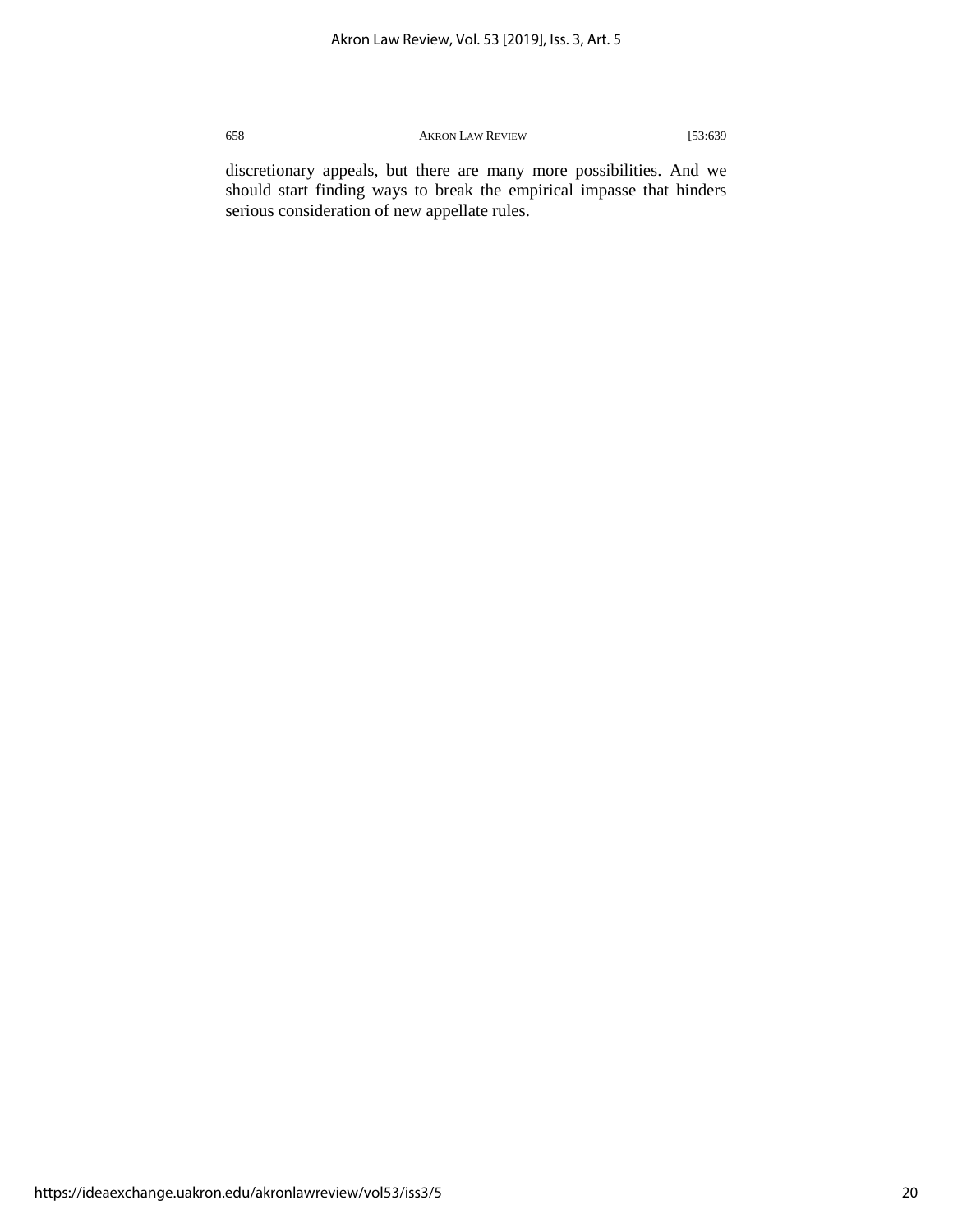discretionary appeals, but there are many more possibilities. And we should start finding ways to break the empirical impasse that hinders serious consideration of new appellate rules.